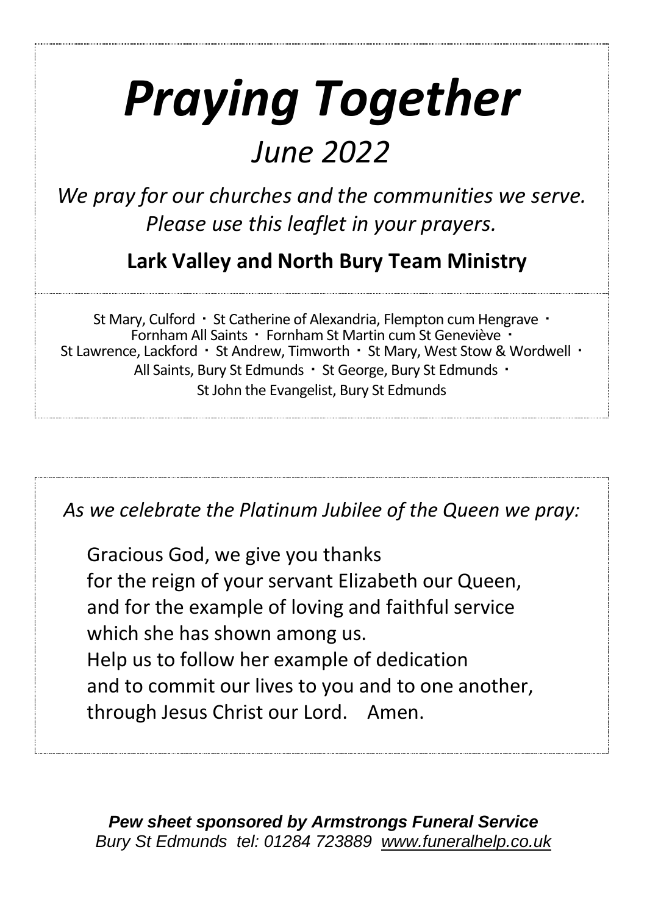# *Praying Together*

## *June 2022*

*We pray for our churches and the communities we serve.*
*Please use this leaflet in your prayers.*

**Lark Valley and North Bury Team Ministry**

St Mary, Culford · St Catherine of Alexandria, Flempton cum Hengrave · Fornham All Saints · Fornham St Martin cum St Geneviève · St Lawrence, Lackford · St Andrew, Timworth · St Mary, West Stow & Wordwell · All Saints, Bury St Edmunds · St George, Bury St Edmunds · St John the Evangelist, Bury St Edmunds

*As we celebrate the Platinum Jubilee of the Queen we pray:*

Gracious God, we give you thanks
for the reign of your servant Elizabeth our Queen,
and for the example of loving and faithful service
which she has shown among us.
Help us to follow her example of dedication
and to commit our lives to you and to one another,
through Jesus Christ our Lord. Amen.

***Pew sheet sponsored by Armstrongs Funeral Service***
*Bury St Edmunds tel: 01284 723889 www.funeralhelp.co.uk*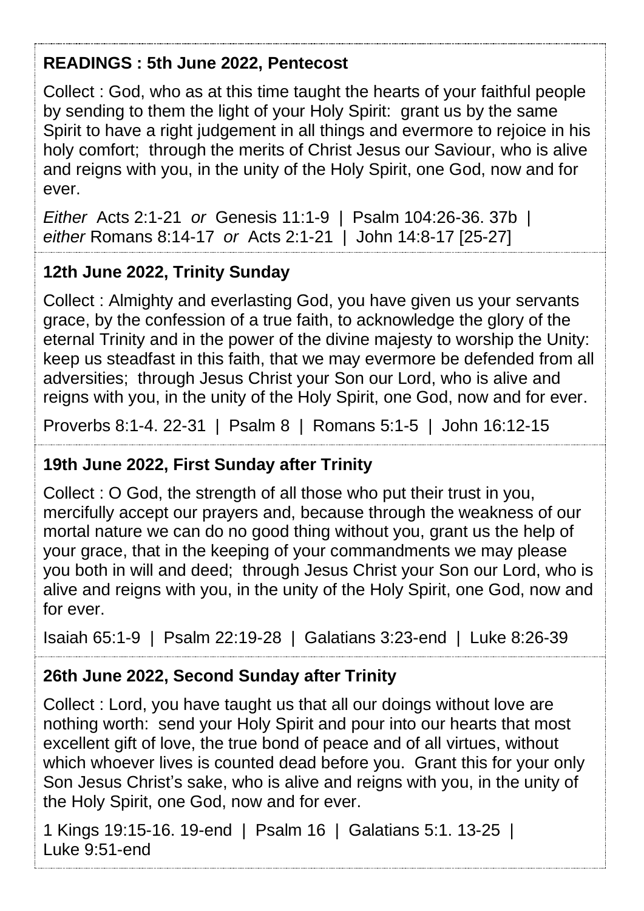**READINGS : 5th June 2022, Pentecost**

Collect : God, who as at this time taught the hearts of your faithful people by sending to them the light of your Holy Spirit: grant us by the same Spirit to have a right judgement in all things and evermore to rejoice in his holy comfort; through the merits of Christ Jesus our Saviour, who is alive and reigns with you, in the unity of the Holy Spirit, one God, now and for ever.

*Either* Acts 2:1-21 *or* Genesis 11:1-9 | Psalm 104:26-36. 37b | *either* Romans 8:14-17 *or* Acts 2:1-21 | John 14:8-17 [25-27]

**12th June 2022, Trinity Sunday**

Collect : Almighty and everlasting God, you have given us your servants grace, by the confession of a true faith, to acknowledge the glory of the eternal Trinity and in the power of the divine majesty to worship the Unity: keep us steadfast in this faith, that we may evermore be defended from all adversities; through Jesus Christ your Son our Lord, who is alive and reigns with you, in the unity of the Holy Spirit, one God, now and for ever.

Proverbs 8:1-4. 22-31 | Psalm 8 | Romans 5:1-5 | John 16:12-15

**19th June 2022, First Sunday after Trinity**

Collect : O God, the strength of all those who put their trust in you, mercifully accept our prayers and, because through the weakness of our mortal nature we can do no good thing without you, grant us the help of your grace, that in the keeping of your commandments we may please you both in will and deed; through Jesus Christ your Son our Lord, who is alive and reigns with you, in the unity of the Holy Spirit, one God, now and for ever.

Isaiah 65:1-9 | Psalm 22:19-28 | Galatians 3:23-end | Luke 8:26-39

**26th June 2022, Second Sunday after Trinity**

Collect : Lord, you have taught us that all our doings without love are nothing worth: send your Holy Spirit and pour into our hearts that most excellent gift of love, the true bond of peace and of all virtues, without which whoever lives is counted dead before you. Grant this for your only Son Jesus Christ's sake, who is alive and reigns with you, in the unity of the Holy Spirit, one God, now and for ever.

1 Kings 19:15-16. 19-end | Psalm 16 | Galatians 5:1. 13-25 | Luke 9:51-end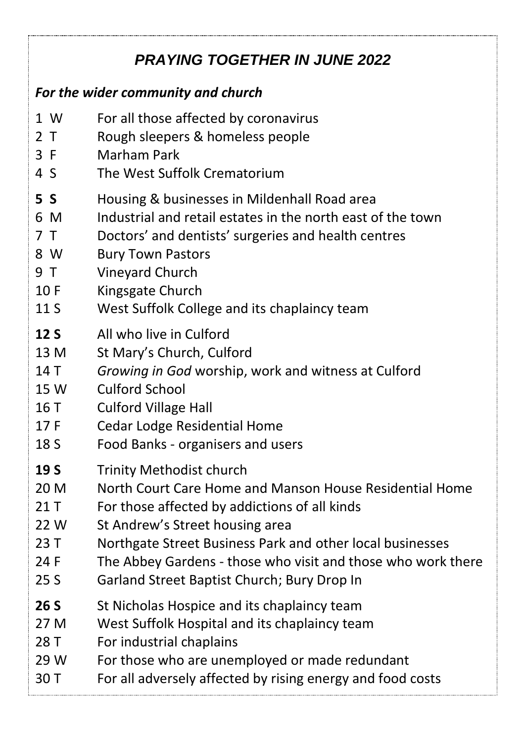# *PRAYING TOGETHER IN JUNE 2022*

***For the wider community and church***

1 W For all those affected by coronavirus
2 T Rough sleepers & homeless people
3 F Marham Park
4 S The West Suffolk Crematorium

**5 S** Housing & businesses in Mildenhall Road area
6 M Industrial and retail estates in the north east of the town
7 T Doctors' and dentists' surgeries and health centres
8 W Bury Town Pastors
9 T Vineyard Church
10 F Kingsgate Church
11 S West Suffolk College and its chaplaincy team

**12 S** All who live in Culford
13 M St Mary's Church, Culford
14 T *Growing in God* worship, work and witness at Culford
15 W Culford School
16 T Culford Village Hall
17 F Cedar Lodge Residential Home
18 S Food Banks - organisers and users

**19 S** Trinity Methodist church
20 M North Court Care Home and Manson House Residential Home
21 T For those affected by addictions of all kinds
22 W St Andrew's Street housing area
23 T Northgate Street Business Park and other local businesses
24 F The Abbey Gardens - those who visit and those who work there
25 S Garland Street Baptist Church; Bury Drop In

**26 S** St Nicholas Hospice and its chaplaincy team
27 M West Suffolk Hospital and its chaplaincy team
28 T For industrial chaplains
29 W For those who are unemployed or made redundant
30 T For all adversely affected by rising energy and food costs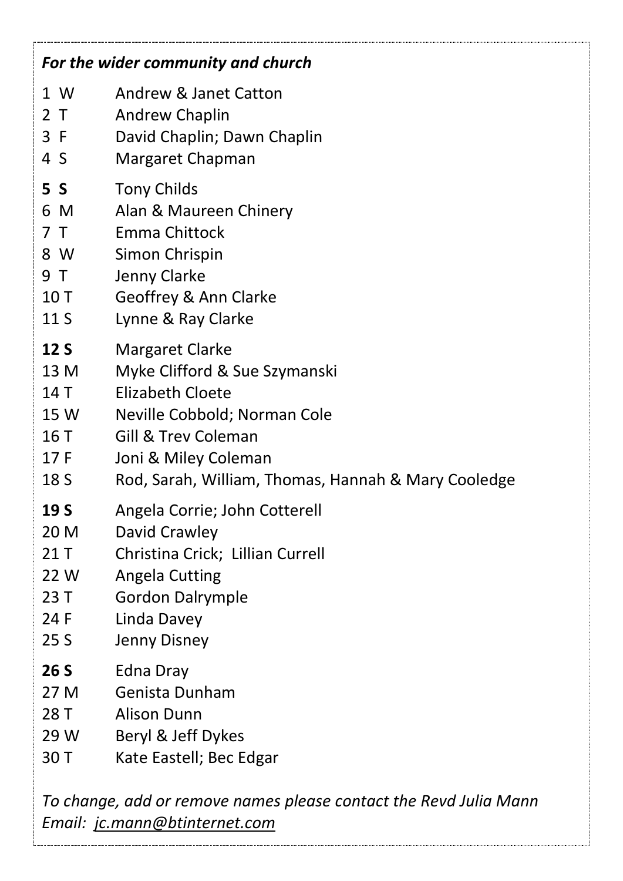### *For the wider community and church*

1 W Andrew & Janet Catton
2 T Andrew Chaplin
3 F David Chaplin; Dawn Chaplin
4 S Margaret Chapman

**5 S** Tony Childs
6 M Alan & Maureen Chinery
7 T Emma Chittock
8 W Simon Chrispin
9 T Jenny Clarke
10 T Geoffrey & Ann Clarke
11 S Lynne & Ray Clarke

**12 S** Margaret Clarke
13 M Myke Clifford & Sue Szymanski
14 T Elizabeth Cloete
15 W Neville Cobbold; Norman Cole
16 T Gill & Trev Coleman
17 F Joni & Miley Coleman
18 S Rod, Sarah, William, Thomas, Hannah & Mary Cooledge

**19 S** Angela Corrie; John Cotterell
20 M David Crawley
21 T Christina Crick; Lillian Currell
22 W Angela Cutting
23 T Gordon Dalrymple
24 F Linda Davey
25 S Jenny Disney

**26 S** Edna Dray
27 M Genista Dunham
28 T Alison Dunn
29 W Beryl & Jeff Dykes
30 T Kate Eastell; Bec Edgar

*To change, add or remove names please contact the Revd Julia Mann*
*Email: jc.mann@btinternet.com*